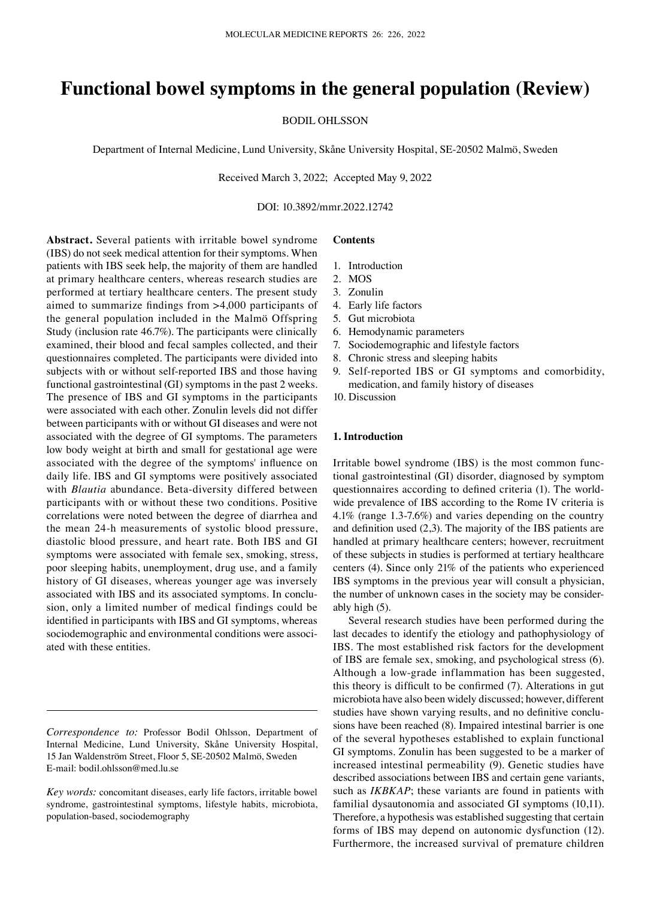# Functional bowel symptoms in the general population (Review)

BODIL OHLSSON

Department of Internal Medicine, Lund University, Skåne University Hospital, SE-20502 Malmö, Sweden

Received March 3, 2022; Accepted May 9, 2022

DOI: 10.3892/mmr.2022.12742

**Abstract.** Several patients with irritable bowel syndrome (IBS) do not seek medical attention for their symptoms. When patients with IBS seek help, the majority of them are handled at primary healthcare centers, whereas research studies are performed at tertiary healthcare centers. The present study aimed to summarize findings from >4,000 participants of the general population included in the Malmö Offspring Study (inclusion rate 46.7%). The participants were clinically examined, their blood and fecal samples collected, and their questionnaires completed. The participants were divided into subjects with or without self-reported IBS and those having functional gastrointestinal (GI) symptoms in the past 2 weeks. The presence of IBS and GI symptoms in the participants were associated with each other. Zonulin levels did not differ between participants with or without GI diseases and were not associated with the degree of GI symptoms. The parameters low body weight at birth and small for gestational age were associated with the degree of the symptoms' influence on daily life. IBS and GI symptoms were positively associated with *Blautia* abundance. Beta-diversity differed between participants with or without these two conditions. Positive correlations were noted between the degree of diarrhea and the mean 24-h measurements of systolic blood pressure, diastolic blood pressure, and heart rate. Both IBS and GI symptoms were associated with female sex, smoking, stress, poor sleeping habits, unemployment, drug use, and a family history of GI diseases, whereas younger age was inversely associated with IBS and its associated symptoms. In conclusion, only a limited number of medical findings could be identified in participants with IBS and GI symptoms, whereas sociodemographic and environmental conditions were associated with these entities.

*Correspondence to:* Professor Bodil Ohlsson, Department of Internal Medicine, Lund University, Skåne University Hospital, 15 Jan Waldenström Street, Floor 5, SE-20502 Malmö, Sweden
E-mail: bodil.ohlsson@med.lu.se

*Key words:* concomitant diseases, early life factors, irritable bowel syndrome, gastrointestinal symptoms, lifestyle habits, microbiota, population-based, sociodemography

**Contents**

1. Introduction
2. MOS
3. Zonulin
4. Early life factors
5. Gut microbiota
6. Hemodynamic parameters
7. Sociodemographic and lifestyle factors
8. Chronic stress and sleeping habits
9. Self-reported IBS or GI symptoms and comorbidity, medication, and family history of diseases
10. Discussion

## 1. Introduction

Irritable bowel syndrome (IBS) is the most common functional gastrointestinal (GI) disorder, diagnosed by symptom questionnaires according to defined criteria (1). The worldwide prevalence of IBS according to the Rome IV criteria is 4.1% (range 1.3-7.6%) and varies depending on the country and definition used (2,3). The majority of the IBS patients are handled at primary healthcare centers; however, recruitment of these subjects in studies is performed at tertiary healthcare centers (4). Since only 21% of the patients who experienced IBS symptoms in the previous year will consult a physician, the number of unknown cases in the society may be considerably high (5).

Several research studies have been performed during the last decades to identify the etiology and pathophysiology of IBS. The most established risk factors for the development of IBS are female sex, smoking, and psychological stress (6). Although a low-grade inflammation has been suggested, this theory is difficult to be confirmed (7). Alterations in gut microbiota have also been widely discussed; however, different studies have shown varying results, and no definitive conclusions have been reached (8). Impaired intestinal barrier is one of the several hypotheses established to explain functional GI symptoms. Zonulin has been suggested to be a marker of increased intestinal permeability (9). Genetic studies have described associations between IBS and certain gene variants, such as *IKBKAP*; these variants are found in patients with familial dysautonomia and associated GI symptoms (10,11). Therefore, a hypothesis was established suggesting that certain forms of IBS may depend on autonomic dysfunction (12). Furthermore, the increased survival of premature children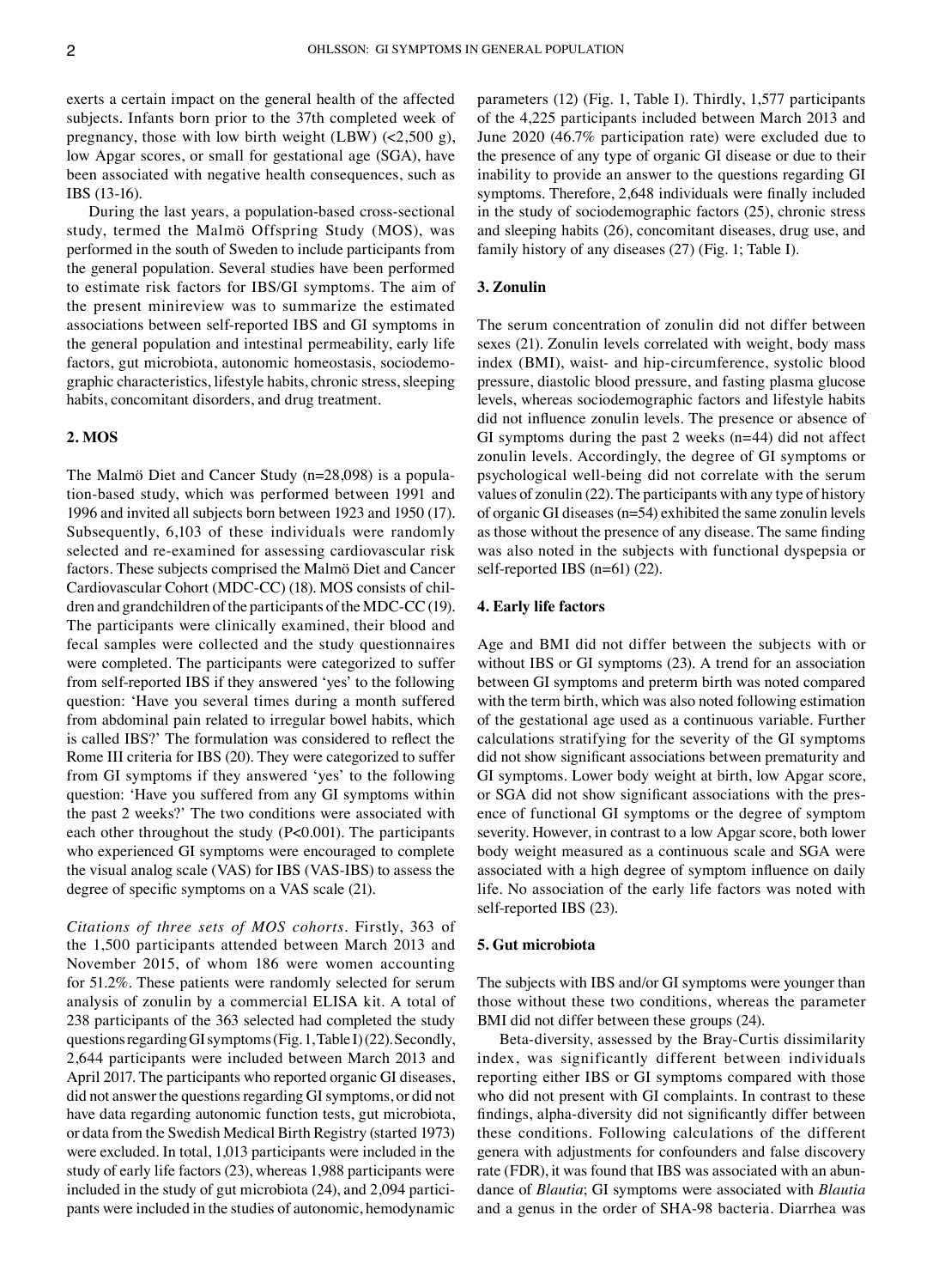exerts a certain impact on the general health of the affected subjects. Infants born prior to the 37th completed week of pregnancy, those with low birth weight (LBW) (<2,500 g), low Apgar scores, or small for gestational age (SGA), have been associated with negative health consequences, such as IBS (13-16).

During the last years, a population-based cross-sectional study, termed the Malmö Offspring Study (MOS), was performed in the south of Sweden to include participants from the general population. Several studies have been performed to estimate risk factors for IBS/GI symptoms. The aim of the present minireview was to summarize the estimated associations between self-reported IBS and GI symptoms in the general population and intestinal permeability, early life factors, gut microbiota, autonomic homeostasis, sociodemographic characteristics, lifestyle habits, chronic stress, sleeping habits, concomitant disorders, and drug treatment.

## 2. MOS

The Malmö Diet and Cancer Study (n=28,098) is a population-based study, which was performed between 1991 and 1996 and invited all subjects born between 1923 and 1950 (17). Subsequently, 6,103 of these individuals were randomly selected and re-examined for assessing cardiovascular risk factors. These subjects comprised the Malmö Diet and Cancer Cardiovascular Cohort (MDC-CC) (18). MOS consists of children and grandchildren of the participants of the MDC-CC (19). The participants were clinically examined, their blood and fecal samples were collected and the study questionnaires were completed. The participants were categorized to suffer from self-reported IBS if they answered 'yes' to the following question: 'Have you several times during a month suffered from abdominal pain related to irregular bowel habits, which is called IBS?' The formulation was considered to reflect the Rome III criteria for IBS (20). They were categorized to suffer from GI symptoms if they answered 'yes' to the following question: 'Have you suffered from any GI symptoms within the past 2 weeks?' The two conditions were associated with each other throughout the study (P<0.001). The participants who experienced GI symptoms were encouraged to complete the visual analog scale (VAS) for IBS (VAS-IBS) to assess the degree of specific symptoms on a VAS scale (21).

*Citations of three sets of MOS cohorts.* Firstly, 363 of the 1,500 participants attended between March 2013 and November 2015, of whom 186 were women accounting for 51.2%. These patients were randomly selected for serum analysis of zonulin by a commercial ELISA kit. A total of 238 participants of the 363 selected had completed the study questions regarding GI symptoms (Fig. 1, Table I) (22). Secondly, 2,644 participants were included between March 2013 and April 2017. The participants who reported organic GI diseases, did not answer the questions regarding GI symptoms, or did not have data regarding autonomic function tests, gut microbiota, or data from the Swedish Medical Birth Registry (started 1973) were excluded. In total, 1,013 participants were included in the study of early life factors (23), whereas 1,988 participants were included in the study of gut microbiota (24), and 2,094 participants were included in the studies of autonomic, hemodynamic parameters (12) (Fig. 1, Table I). Thirdly, 1,577 participants of the 4,225 participants included between March 2013 and June 2020 (46.7% participation rate) were excluded due to the presence of any type of organic GI disease or due to their inability to provide an answer to the questions regarding GI symptoms. Therefore, 2,648 individuals were finally included in the study of sociodemographic factors (25), chronic stress and sleeping habits (26), concomitant diseases, drug use, and family history of any diseases (27) (Fig. 1; Table I).

## 3. Zonulin

The serum concentration of zonulin did not differ between sexes (21). Zonulin levels correlated with weight, body mass index (BMI), waist- and hip-circumference, systolic blood pressure, diastolic blood pressure, and fasting plasma glucose levels, whereas sociodemographic factors and lifestyle habits did not influence zonulin levels. The presence or absence of GI symptoms during the past 2 weeks (n=44) did not affect zonulin levels. Accordingly, the degree of GI symptoms or psychological well-being did not correlate with the serum values of zonulin (22). The participants with any type of history of organic GI diseases (n=54) exhibited the same zonulin levels as those without the presence of any disease. The same finding was also noted in the subjects with functional dyspepsia or self-reported IBS (n=61) (22).

## 4. Early life factors

Age and BMI did not differ between the subjects with or without IBS or GI symptoms (23). A trend for an association between GI symptoms and preterm birth was noted compared with the term birth, which was also noted following estimation of the gestational age used as a continuous variable. Further calculations stratifying for the severity of the GI symptoms did not show significant associations between prematurity and GI symptoms. Lower body weight at birth, low Apgar score, or SGA did not show significant associations with the presence of functional GI symptoms or the degree of symptom severity. However, in contrast to a low Apgar score, both lower body weight measured as a continuous scale and SGA were associated with a high degree of symptom influence on daily life. No association of the early life factors was noted with self-reported IBS (23).

## 5. Gut microbiota

The subjects with IBS and/or GI symptoms were younger than those without these two conditions, whereas the parameter BMI did not differ between these groups (24).

Beta-diversity, assessed by the Bray-Curtis dissimilarity index, was significantly different between individuals reporting either IBS or GI symptoms compared with those who did not present with GI complaints. In contrast to these findings, alpha-diversity did not significantly differ between these conditions. Following calculations of the different genera with adjustments for confounders and false discovery rate (FDR), it was found that IBS was associated with an abundance of *Blautia*; GI symptoms were associated with *Blautia* and a genus in the order of SHA-98 bacteria. Diarrhea was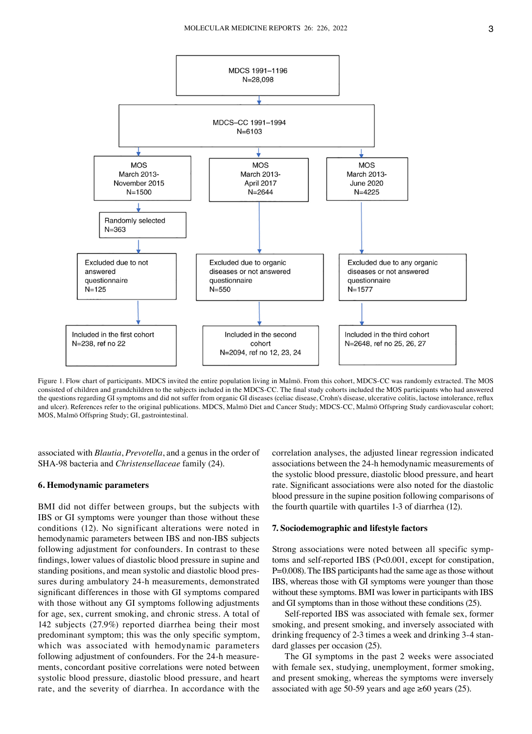MDCS 1991–1196
N=28,098

MDCS–CC 1991–1994
N=6103

| MOS March 2013- November 2015 N=1500 | MOS March 2013- April 2017 N=2644 | MOS March 2013- June 2020 N=4225 |
|---|---|---|
| Randomly selected N=363 | | |
| Excluded due to not answered questionnaire N=125 | Excluded due to organic diseases or not answered questionnaire N=550 | Excluded due to any organic diseases or not answered questionnaire N=1577 |
| Included in the first cohort N=238, ref no 22 | Included in the second cohort N=2094, ref no 12, 23, 24 | Included in the third cohort N=2648, ref no 25, 26, 27 |

Figure 1. Flow chart of participants. MDCS invited the entire population living in Malmö. From this cohort, MDCS-CC was randomly extracted. The MOS consisted of children and grandchildren to the subjects included in the MDCS-CC. The final study cohorts included the MOS participants who had answered the questions regarding GI symptoms and did not suffer from organic GI diseases (celiac disease, Crohn's disease, ulcerative colitis, lactose intolerance, reflux and ulcer). References refer to the original publications. MDCS, Malmö Diet and Cancer Study; MDCS-CC, Malmö Offspring Study cardiovascular cohort; MOS, Malmö Offspring Study; GI, gastrointestinal.

associated with *Blautia*, *Prevotella*, and a genus in the order of SHA-98 bacteria and *Christensellaceae* family (24).

## 6. Hemodynamic parameters

BMI did not differ between groups, but the subjects with IBS or GI symptoms were younger than those without these conditions (12). No significant alterations were noted in hemodynamic parameters between IBS and non-IBS subjects following adjustment for confounders. In contrast to these findings, lower values of diastolic blood pressure in supine and standing positions, and mean systolic and diastolic blood pressures during ambulatory 24-h measurements, demonstrated significant differences in those with GI symptoms compared with those without any GI symptoms following adjustments for age, sex, current smoking, and chronic stress. A total of 142 subjects (27.9%) reported diarrhea being their most predominant symptom; this was the only specific symptom, which was associated with hemodynamic parameters following adjustment of confounders. For the 24-h measurements, concordant positive correlations were noted between systolic blood pressure, diastolic blood pressure, and heart rate, and the severity of diarrhea. In accordance with the correlation analyses, the adjusted linear regression indicated associations between the 24-h hemodynamic measurements of the systolic blood pressure, diastolic blood pressure, and heart rate. Significant associations were also noted for the diastolic blood pressure in the supine position following comparisons of the fourth quartile with quartiles 1-3 of diarrhea (12).

## 7. Sociodemographic and lifestyle factors

Strong associations were noted between all specific symptoms and self-reported IBS ($P<0.001$, except for constipation, $P=0.008$). The IBS participants had the same age as those without IBS, whereas those with GI symptoms were younger than those without these symptoms. BMI was lower in participants with IBS and GI symptoms than in those without these conditions (25).

Self-reported IBS was associated with female sex, former smoking, and present smoking, and inversely associated with drinking frequency of 2-3 times a week and drinking 3-4 standard glasses per occasion (25).

The GI symptoms in the past 2 weeks were associated with female sex, studying, unemployment, former smoking, and present smoking, whereas the symptoms were inversely associated with age 50-59 years and age ≥60 years (25).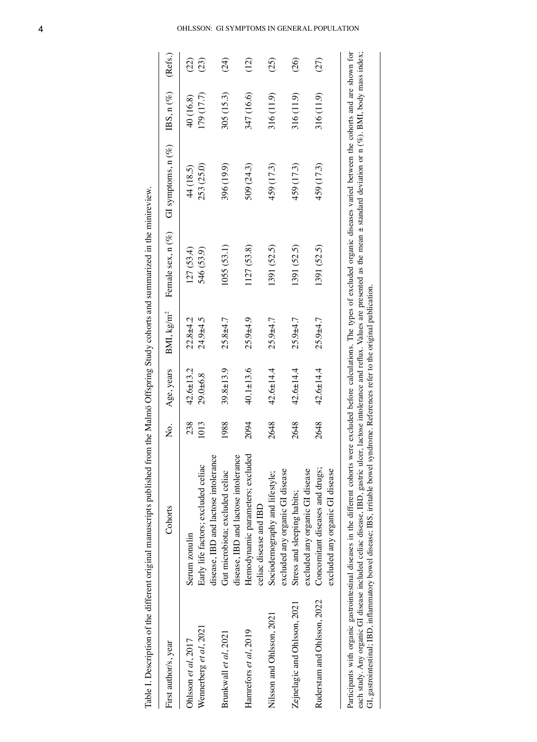Table I. Description of the different original manuscripts published from the Malmö Offspring Study cohorts and summarized in the minireview.

| First author/s, year | Cohorts | No. | Age, years | BMI, kg/m$^2$ | Female sex, n (%) | GI symptoms, n (%) | IBS, n (%) | (Refs.) |
|---|---|---|---|---|---|---|---|---|
| Ohlsson *et al*, 2017 | Serum zonulin | 238 | 42.6±13.2 | 22.8±4.2 | 127 (53.4) | 44 (18.5) | 40 (16.8) | (22) |
| Wennerberg *et al*, 2021 | Early life factors; excluded celiac disease, IBD and lactose intolerance | 1013 | 29.0±6.8 | 24.9±4.5 | 546 (53.9) | 253 (25.0) | 179 (17.7) | (23) |
| Brunkwall *et al*, 2021 | Gut microbiota; excluded celiac disease, IBD and lactose intolerance | 1988 | 39.8±13.9 | 25.8±4.7 | 1055 (53.1) | 396 (19.9) | 305 (15.3) | (24) |
| Hamrefors *et al*, 2019 | Hemodynamic parameters; excluded celiac disease and IBD | 2094 | 40.1±13.6 | 25.9±4.9 | 1127 (53.8) | 509 (24.3) | 347 (16.6) | (12) |
| Nilsson and Ohlsson, 2021 | Sociodemography and lifestyle; excluded any organic GI disease | 2648 | 42.6±14.4 | 25.9±4.7 | 1391 (52.5) | 459 (17.3) | 316 (11.9) | (25) |
| Zejnelagic and Ohlsson, 2021 | Stress and sleeping habits; excluded any organic GI disease | 2648 | 42.6±14.4 | 25.9±4.7 | 1391 (52.5) | 459 (17.3) | 316 (11.9) | (26) |
| Ruderstam and Ohlsson, 2022 | Concomitant diseases and drugs; excluded any organic GI disease | 2648 | 42.6±14.4 | 25.9±4.7 | 1391 (52.5) | 459 (17.3) | 316 (11.9) | (27) |

Participants with organic gastrointestinal diseases in the different cohorts were excluded before calculations. The types of excluded organic diseases varied between the cohorts and are shown for each study. Any organic GI disease included celiac disease, IBD, gastric ulcer, lactose intolerance and reflux. Values are presented as the mean ± standard deviation or n (%). BMI, body mass index; GI, gastrointestinal; IBD, inflammatory bowel disease; IBS, irritable bowel syndrome. References refer to the original publication.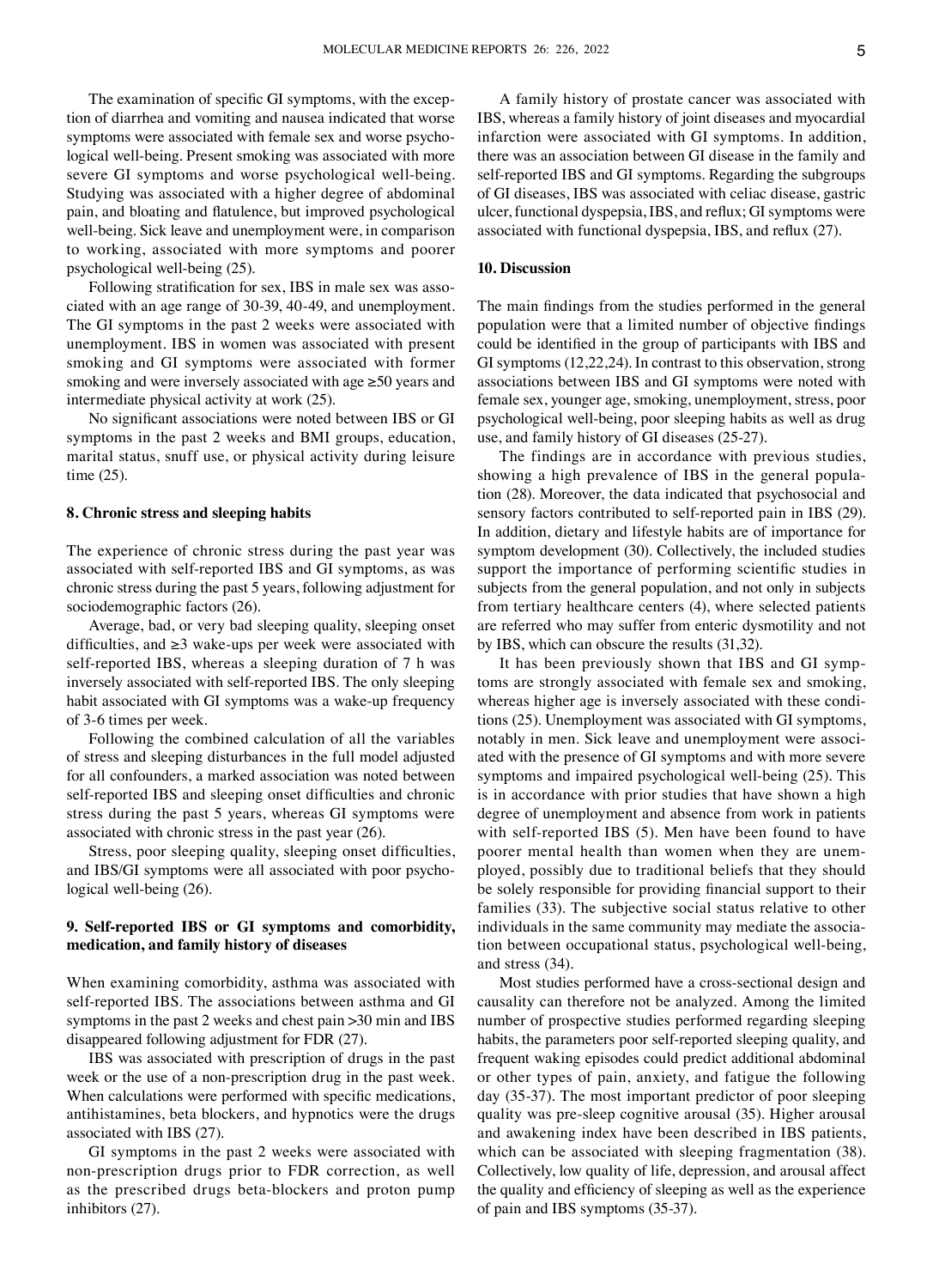The examination of specific GI symptoms, with the exception of diarrhea and vomiting and nausea indicated that worse symptoms were associated with female sex and worse psychological well-being. Present smoking was associated with more severe GI symptoms and worse psychological well-being. Studying was associated with a higher degree of abdominal pain, and bloating and flatulence, but improved psychological well-being. Sick leave and unemployment were, in comparison to working, associated with more symptoms and poorer psychological well-being (25).

Following stratification for sex, IBS in male sex was associated with an age range of 30-39, 40-49, and unemployment. The GI symptoms in the past 2 weeks were associated with unemployment. IBS in women was associated with present smoking and GI symptoms were associated with former smoking and were inversely associated with age ≥50 years and intermediate physical activity at work (25).

No significant associations were noted between IBS or GI symptoms in the past 2 weeks and BMI groups, education, marital status, snuff use, or physical activity during leisure time (25).

## 8. Chronic stress and sleeping habits

The experience of chronic stress during the past year was associated with self-reported IBS and GI symptoms, as was chronic stress during the past 5 years, following adjustment for sociodemographic factors (26).

Average, bad, or very bad sleeping quality, sleeping onset difficulties, and ≥3 wake-ups per week were associated with self-reported IBS, whereas a sleeping duration of 7 h was inversely associated with self-reported IBS. The only sleeping habit associated with GI symptoms was a wake-up frequency of 3-6 times per week.

Following the combined calculation of all the variables of stress and sleeping disturbances in the full model adjusted for all confounders, a marked association was noted between self-reported IBS and sleeping onset difficulties and chronic stress during the past 5 years, whereas GI symptoms were associated with chronic stress in the past year (26).

Stress, poor sleeping quality, sleeping onset difficulties, and IBS/GI symptoms were all associated with poor psychological well-being (26).

## 9. Self-reported IBS or GI symptoms and comorbidity, medication, and family history of diseases

When examining comorbidity, asthma was associated with self-reported IBS. The associations between asthma and GI symptoms in the past 2 weeks and chest pain >30 min and IBS disappeared following adjustment for FDR (27).

IBS was associated with prescription of drugs in the past week or the use of a non-prescription drug in the past week. When calculations were performed with specific medications, antihistamines, beta blockers, and hypnotics were the drugs associated with IBS (27).

GI symptoms in the past 2 weeks were associated with non-prescription drugs prior to FDR correction, as well as the prescribed drugs beta-blockers and proton pump inhibitors (27).

A family history of prostate cancer was associated with IBS, whereas a family history of joint diseases and myocardial infarction were associated with GI symptoms. In addition, there was an association between GI disease in the family and self-reported IBS and GI symptoms. Regarding the subgroups of GI diseases, IBS was associated with celiac disease, gastric ulcer, functional dyspepsia, IBS, and reflux; GI symptoms were associated with functional dyspepsia, IBS, and reflux (27).

## 10. Discussion

The main findings from the studies performed in the general population were that a limited number of objective findings could be identified in the group of participants with IBS and GI symptoms (12,22,24). In contrast to this observation, strong associations between IBS and GI symptoms were noted with female sex, younger age, smoking, unemployment, stress, poor psychological well-being, poor sleeping habits as well as drug use, and family history of GI diseases (25-27).

The findings are in accordance with previous studies, showing a high prevalence of IBS in the general population (28). Moreover, the data indicated that psychosocial and sensory factors contributed to self-reported pain in IBS (29). In addition, dietary and lifestyle habits are of importance for symptom development (30). Collectively, the included studies support the importance of performing scientific studies in subjects from the general population, and not only in subjects from tertiary healthcare centers (4), where selected patients are referred who may suffer from enteric dysmotility and not by IBS, which can obscure the results (31,32).

It has been previously shown that IBS and GI symptoms are strongly associated with female sex and smoking, whereas higher age is inversely associated with these conditions (25). Unemployment was associated with GI symptoms, notably in men. Sick leave and unemployment were associated with the presence of GI symptoms and with more severe symptoms and impaired psychological well-being (25). This is in accordance with prior studies that have shown a high degree of unemployment and absence from work in patients with self-reported IBS (5). Men have been found to have poorer mental health than women when they are unemployed, possibly due to traditional beliefs that they should be solely responsible for providing financial support to their families (33). The subjective social status relative to other individuals in the same community may mediate the association between occupational status, psychological well-being, and stress (34).

Most studies performed have a cross-sectional design and causality can therefore not be analyzed. Among the limited number of prospective studies performed regarding sleeping habits, the parameters poor self-reported sleeping quality, and frequent waking episodes could predict additional abdominal or other types of pain, anxiety, and fatigue the following day (35-37). The most important predictor of poor sleeping quality was pre-sleep cognitive arousal (35). Higher arousal and awakening index have been described in IBS patients, which can be associated with sleeping fragmentation (38). Collectively, low quality of life, depression, and arousal affect the quality and efficiency of sleeping as well as the experience of pain and IBS symptoms (35-37).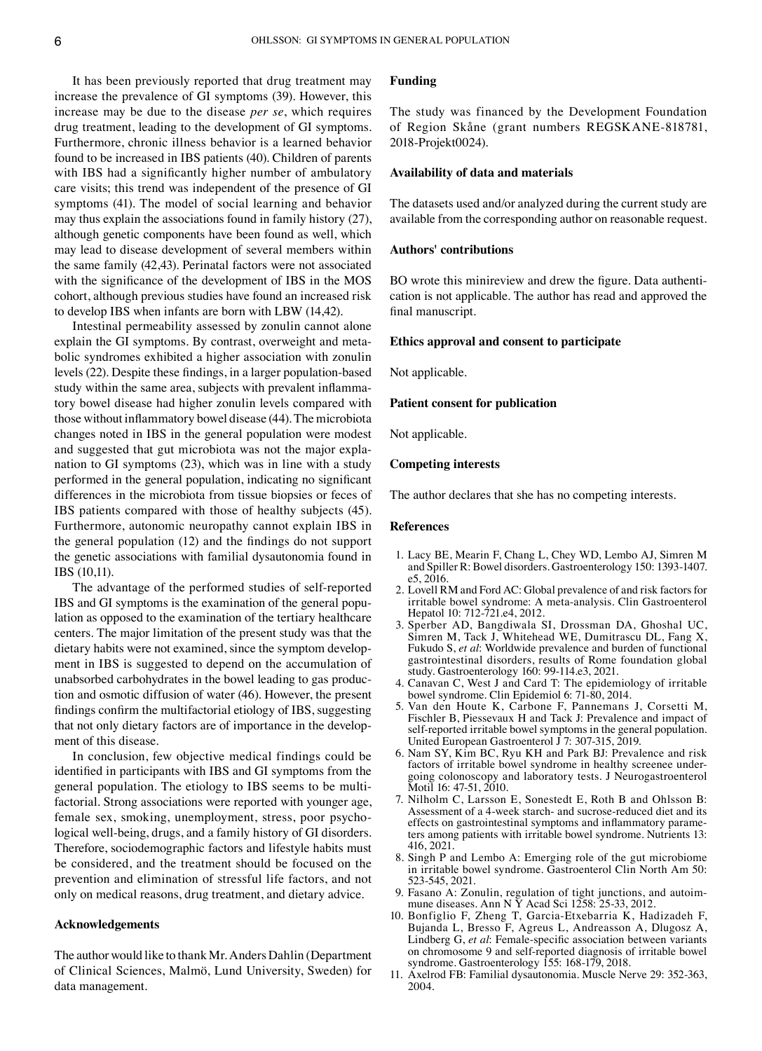It has been previously reported that drug treatment may increase the prevalence of GI symptoms (39). However, this increase may be due to the disease *per se*, which requires drug treatment, leading to the development of GI symptoms. Furthermore, chronic illness behavior is a learned behavior found to be increased in IBS patients (40). Children of parents with IBS had a significantly higher number of ambulatory care visits; this trend was independent of the presence of GI symptoms (41). The model of social learning and behavior may thus explain the associations found in family history (27), although genetic components have been found as well, which may lead to disease development of several members within the same family (42,43). Perinatal factors were not associated with the significance of the development of IBS in the MOS cohort, although previous studies have found an increased risk to develop IBS when infants are born with LBW (14,42).

Intestinal permeability assessed by zonulin cannot alone explain the GI symptoms. By contrast, overweight and metabolic syndromes exhibited a higher association with zonulin levels (22). Despite these findings, in a larger population-based study within the same area, subjects with prevalent inflammatory bowel disease had higher zonulin levels compared with those without inflammatory bowel disease (44). The microbiota changes noted in IBS in the general population were modest and suggested that gut microbiota was not the major explanation to GI symptoms (23), which was in line with a study performed in the general population, indicating no significant differences in the microbiota from tissue biopsies or feces of IBS patients compared with those of healthy subjects (45). Furthermore, autonomic neuropathy cannot explain IBS in the general population (12) and the findings do not support the genetic associations with familial dysautonomia found in IBS (10,11).

The advantage of the performed studies of self-reported IBS and GI symptoms is the examination of the general population as opposed to the examination of the tertiary healthcare centers. The major limitation of the present study was that the dietary habits were not examined, since the symptom development in IBS is suggested to depend on the accumulation of unabsorbed carbohydrates in the bowel leading to gas production and osmotic diffusion of water (46). However, the present findings confirm the multifactorial etiology of IBS, suggesting that not only dietary factors are of importance in the development of this disease.

In conclusion, few objective medical findings could be identified in participants with IBS and GI symptoms from the general population. The etiology to IBS seems to be multifactorial. Strong associations were reported with younger age, female sex, smoking, unemployment, stress, poor psychological well-being, drugs, and a family history of GI disorders. Therefore, sociodemographic factors and lifestyle habits must be considered, and the treatment should be focused on the prevention and elimination of stressful life factors, and not only on medical reasons, drug treatment, and dietary advice.

## Acknowledgements

The author would like to thank Mr. Anders Dahlin (Department of Clinical Sciences, Malmö, Lund University, Sweden) for data management.

## Funding

The study was financed by the Development Foundation of Region Skåne (grant numbers REGSKANE-818781, 2018-Projekt0024).

## Availability of data and materials

The datasets used and/or analyzed during the current study are available from the corresponding author on reasonable request.

## Authors' contributions

BO wrote this minireview and drew the figure. Data authentication is not applicable. The author has read and approved the final manuscript.

## Ethics approval and consent to participate

Not applicable.

## Patient consent for publication

Not applicable.

## Competing interests

The author declares that she has no competing interests.

## References

1. Lacy BE, Mearin F, Chang L, Chey WD, Lembo AJ, Simren M and Spiller R: Bowel disorders. Gastroenterology 150: 1393-1407. e5, 2016.
2. Lovell RM and Ford AC: Global prevalence of and risk factors for irritable bowel syndrome: A meta-analysis. Clin Gastroenterol Hepatol 10: 712-721.e4, 2012.
3. Sperber AD, Bangdiwala SI, Drossman DA, Ghoshal UC, Simren M, Tack J, Whitehead WE, Dumitrascu DL, Fang X, Fukudo S, *et al*: Worldwide prevalence and burden of functional gastrointestinal disorders, results of Rome foundation global study. Gastroenterology 160: 99-114.e3, 2021.
4. Canavan C, West J and Card T: The epidemiology of irritable bowel syndrome. Clin Epidemiol 6: 71-80, 2014.
5. Van den Houte K, Carbone F, Pannemans J, Corsetti M, Fischler B, Piessevaux H and Tack J: Prevalence and impact of self-reported irritable bowel symptoms in the general population. United European Gastroenterol J 7: 307-315, 2019.
6. Nam SY, Kim BC, Ryu KH and Park BJ: Prevalence and risk factors of irritable bowel syndrome in healthy screenee undergoing colonoscopy and laboratory tests. J Neurogastroenterol Motil 16: 47-51, 2010.
7. Nilholm C, Larsson E, Sonestedt E, Roth B and Ohlsson B: Assessment of a 4-week starch- and sucrose-reduced diet and its effects on gastrointestinal symptoms and inflammatory parameters among patients with irritable bowel syndrome. Nutrients 13: 416, 2021.
8. Singh P and Lembo A: Emerging role of the gut microbiome in irritable bowel syndrome. Gastroenterol Clin North Am 50: 523-545, 2021.
9. Fasano A: Zonulin, regulation of tight junctions, and autoimmune diseases. Ann N Y Acad Sci 1258: 25-33, 2012.
10. Bonfiglio F, Zheng T, Garcia-Etxebarria K, Hadizadeh F, Bujanda L, Bresso F, Agreus L, Andreasson A, Dlugosz A, Lindberg G, *et al*: Female-specific association between variants on chromosome 9 and self-reported diagnosis of irritable bowel syndrome. Gastroenterology 155: 168-179, 2018.
11. Axelrod FB: Familial dysautonomia. Muscle Nerve 29: 352-363, 2004.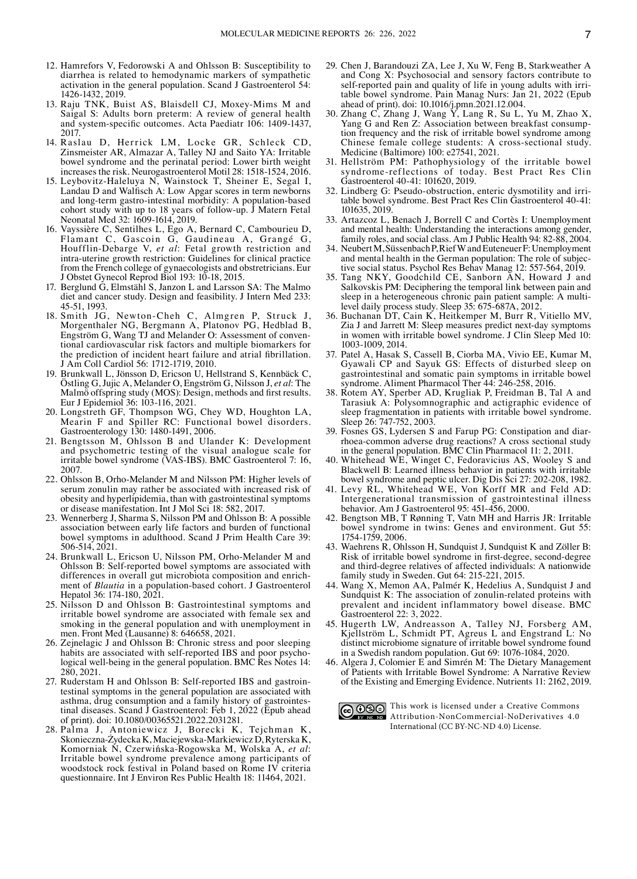12. Hamrefors V, Fedorowski A and Ohlsson B: Susceptibility to diarrhea is related to hemodynamic markers of sympathetic activation in the general population. Scand J Gastroenterol 54: 1426-1432, 2019.
13. Raju TNK, Buist AS, Blaisdell CJ, Moxey-Mims M and Saigal S: Adults born preterm: A review of general health and system-specific outcomes. Acta Paediatr 106: 1409-1437, 2017.
14. Raslau D, Herrick LM, Locke GR, Schleck CD, Zinsmeister AR, Almazar A, Talley NJ and Saito YA: Irritable bowel syndrome and the perinatal period: Lower birth weight increases the risk. Neurogastroenterol Motil 28: 1518-1524, 2016.
15. Leybovitz-Haleluya N, Wainstock T, Sheiner E, Segal I, Landau D and Walfisch A: Low Apgar scores in term newborns and long-term gastro-intestinal morbidity: A population-based cohort study with up to 18 years of follow-up. J Matern Fetal Neonatal Med 32: 1609-1614, 2019.
16. Vayssière C, Sentilhes L, Ego A, Bernard C, Cambourieu D, Flamant C, Gascoin G, Gaudineau A, Grangé G, Houfflin-Debarge V, *et al*: Fetal growth restriction and intra-uterine growth restriction: Guidelines for clinical practice from the French college of gynaecologists and obstetricians. Eur J Obstet Gynecol Reprod Biol 193: 10-18, 2015.
17. Berglund G, Elmståhl S, Janzon L and Larsson SA: The Malmo diet and cancer study. Design and feasibility. J Intern Med 233: 45-51, 1993.
18. Smith JG, Newton-Cheh C, Almgren P, Struck J, Morgenthaler NG, Bergmann A, Platonov PG, Hedblad B, Engström G, Wang TJ and Melander O: Assessment of conventional cardiovascular risk factors and multiple biomarkers for the prediction of incident heart failure and atrial fibrillation. J Am Coll Cardiol 56: 1712-1719, 2010.
19. Brunkwall L, Jönsson D, Ericson U, Hellstrand S, Kennbäck C, Östling G, Jujic A, Melander O, Engström G, Nilsson J, *et al*: The Malmö offspring study (MOS): Design, methods and first results. Eur J Epidemiol 36: 103-116, 2021.
20. Longstreth GF, Thompson WG, Chey WD, Houghton LA, Mearin F and Spiller RC: Functional bowel disorders. Gastroenterology 130: 1480-1491, 2006.
21. Bengtsson M, Ohlsson B and Ulander K: Development and psychometric testing of the visual analogue scale for irritable bowel syndrome (VAS-IBS). BMC Gastroenterol 7: 16, 2007.
22. Ohlsson B, Orho-Melander M and Nilsson PM: Higher levels of serum zonulin may rather be associated with increased risk of obesity and hyperlipidemia, than with gastrointestinal symptoms or disease manifestation. Int J Mol Sci 18: 582, 2017.
23. Wennerberg J, Sharma S, Nilsson PM and Ohlsson B: A possible association between early life factors and burden of functional bowel symptoms in adulthood. Scand J Prim Health Care 39: 506-514, 2021.
24. Brunkwall L, Ericson U, Nilsson PM, Orho-Melander M and Ohlsson B: Self-reported bowel symptoms are associated with differences in overall gut microbiota composition and enrichment of *Blautia* in a population-based cohort. J Gastroenterol Hepatol 36: 174-180, 2021.
25. Nilsson D and Ohlsson B: Gastrointestinal symptoms and irritable bowel syndrome are associated with female sex and smoking in the general population and with unemployment in men. Front Med (Lausanne) 8: 646658, 2021.
26. Zejnelagic J and Ohlsson B: Chronic stress and poor sleeping habits are associated with self-reported IBS and poor psychological well-being in the general population. BMC Res Notes 14: 280, 2021.
27. Ruderstam H and Ohlsson B: Self-reported IBS and gastrointestinal symptoms in the general population are associated with asthma, drug consumption and a family history of gastrointestinal diseases. Scand J Gastroenterol: Feb 1, 2022 (Epub ahead of print). doi: 10.1080/00365521.2022.2031281.
28. Palma J, Antoniewicz J, Borecki K, Tejchman K, Skonieczna-Żydecka K, Maciejewska-Markiewicz D, Ryterska K, Komorniak N, Czerwińska-Rogowska M, Wolska A, *et al*: Irritable bowel syndrome prevalence among participants of woodstock rock festival in Poland based on Rome IV criteria questionnaire. Int J Environ Res Public Health 18: 11464, 2021.
29. Chen J, Barandouzi ZA, Lee J, Xu W, Feng B, Starkweather A and Cong X: Psychosocial and sensory factors contribute to self-reported pain and quality of life in young adults with irritable bowel syndrome. Pain Manag Nurs: Jan 21, 2022 (Epub ahead of print). doi: 10.1016/j.pmn.2021.12.004.
30. Zhang C, Zhang J, Wang Y, Lang R, Su L, Yu M, Zhao X, Yang G and Ren Z: Association between breakfast consumption frequency and the risk of irritable bowel syndrome among Chinese female college students: A cross-sectional study. Medicine (Baltimore) 100: e27541, 2021.
31. Hellström PM: Pathophysiology of the irritable bowel syndrome-reflections of today. Best Pract Res Clin Gastroenterol 40-41: 101620, 2019.
32. Lindberg G: Pseudo-obstruction, enteric dysmotility and irritable bowel syndrome. Best Pract Res Clin Gastroenterol 40-41: 101635, 2019.
33. Artazcoz L, Benach J, Borrell C and Cortès I: Unemployment and mental health: Understanding the interactions among gender, family roles, and social class. Am J Public Health 94: 82-88, 2004.
34. Neubert M, Süssenbach P, Rief W and Euteneuer F: Unemployment and mental health in the German population: The role of subjective social status. Psychol Res Behav Manag 12: 557-564, 2019.
35. Tang NKY, Goodchild CE, Sanborn AN, Howard J and Salkovskis PM: Deciphering the temporal link between pain and sleep in a heterogeneous chronic pain patient sample: A multilevel daily process study. Sleep 35: 675-687A, 2012.
36. Buchanan DT, Cain K, Heitkemper M, Burr R, Vitiello MV, Zia J and Jarrett M: Sleep measures predict next-day symptoms in women with irritable bowel syndrome. J Clin Sleep Med 10: 1003-1009, 2014.
37. Patel A, Hasak S, Cassell B, Ciorba MA, Vivio EE, Kumar M, Gyawali CP and Sayuk GS: Effects of disturbed sleep on gastrointestinal and somatic pain symptoms in irritable bowel syndrome. Aliment Pharmacol Ther 44: 246-258, 2016.
38. Rotem AY, Sperber AD, Krugliak P, Freidman B, Tal A and Tarasiuk A: Polysomnographic and actigraphic evidence of sleep fragmentation in patients with irritable bowel syndrome. Sleep 26: 747-752, 2003.
39. Fosnes GS, Lydersen S and Farup PG: Constipation and diarrhoea-common adverse drug reactions? A cross sectional study in the general population. BMC Clin Pharmacol 11: 2, 2011.
40. Whitehead WE, Winget C, Fedoravicius AS, Wooley S and Blackwell B: Learned illness behavior in patients with irritable bowel syndrome and peptic ulcer. Dig Dis Sci 27: 202-208, 1982.
41. Levy RL, Whitehead WE, Von Korff MR and Feld AD: Intergenerational transmission of gastrointestinal illness behavior. Am J Gastroenterol 95: 451-456, 2000.
42. Bengtson MB, T Rønning T, Vatn MH and Harris JR: Irritable bowel syndrome in twins: Genes and environment. Gut 55: 1754-1759, 2006.
43. Waehrens R, Ohlsson H, Sundquist J, Sundquist K and Zöller B: Risk of irritable bowel syndrome in first-degree, second-degree and third-degree relatives of affected individuals: A nationwide family study in Sweden. Gut 64: 215-221, 2015.
44. Wang X, Memon AA, Palmér K, Hedelius A, Sundquist J and Sundquist K: The association of zonulin-related proteins with prevalent and incident inflammatory bowel disease. BMC Gastroenterol 22: 3, 2022.
45. Hugerth LW, Andreasson A, Talley NJ, Forsberg AM, Kjellström L, Schmidt PT, Agreus L and Engstrand L: No distinct microbiome signature of irritable bowel syndrome found in a Swedish random population. Gut 69: 1076-1084, 2020.
46. Algera J, Colomier E and Simrén M: The Dietary Management of Patients with Irritable Bowel Syndrome: A Narrative Review of the Existing and Emerging Evidence. Nutrients 11: 2162, 2019.

This work is licensed under a Creative Commons Attribution-NonCommercial-NoDerivatives 4.0 International (CC BY-NC-ND 4.0) License.